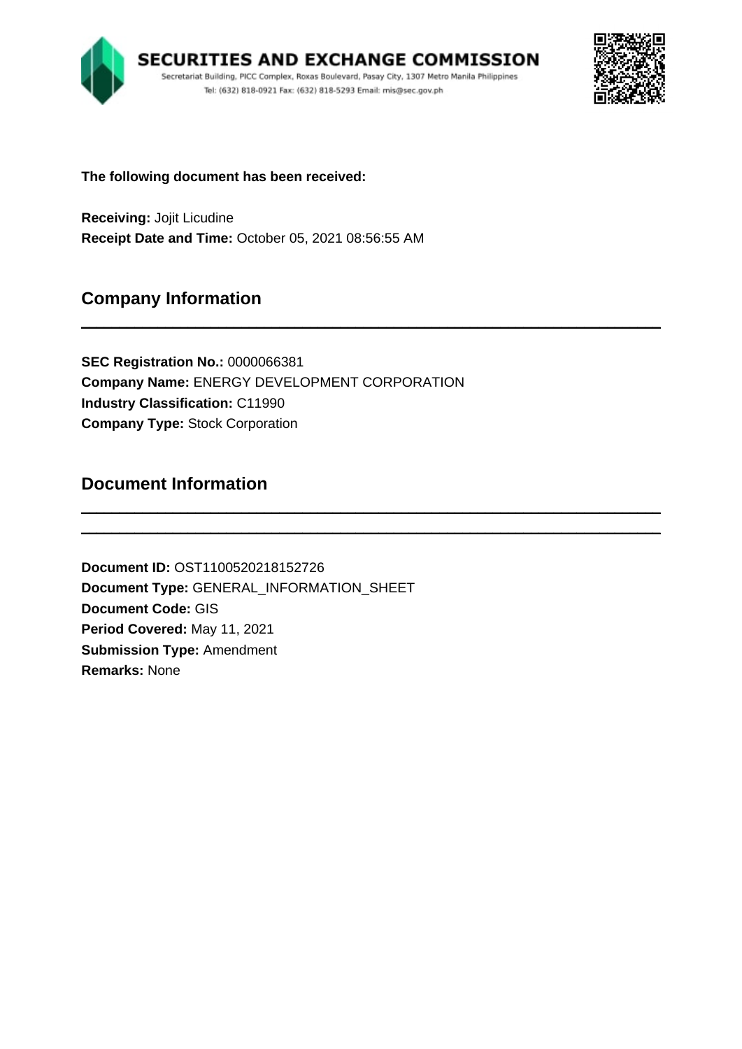**SECURITIES AND EXCHANGE COMMISSION**
Secretariat Building, PICC Complex, Roxas Boulevard, Pasay City, 1307 Metro Manila Philippines
Tel: (632) 818-0921 Fax: (632) 818-5293 Email: mis@sec.gov.ph

**The following document has been received:**

**Receiving:** Jojit Licudine
**Receipt Date and Time:** October 05, 2021 08:56:55 AM

## Company Information

---

**SEC Registration No.:** 0000066381
**Company Name:** ENERGY DEVELOPMENT CORPORATION
**Industry Classification:** C11990
**Company Type:** Stock Corporation

## Document Information

---

**Document ID:** OST11005202181527 26
**Document Type:** GENERAL_INFORMATION_SHEET
**Document Code:** GIS
**Period Covered:** May 11, 2021
**Submission Type:** Amendment
**Remarks:** None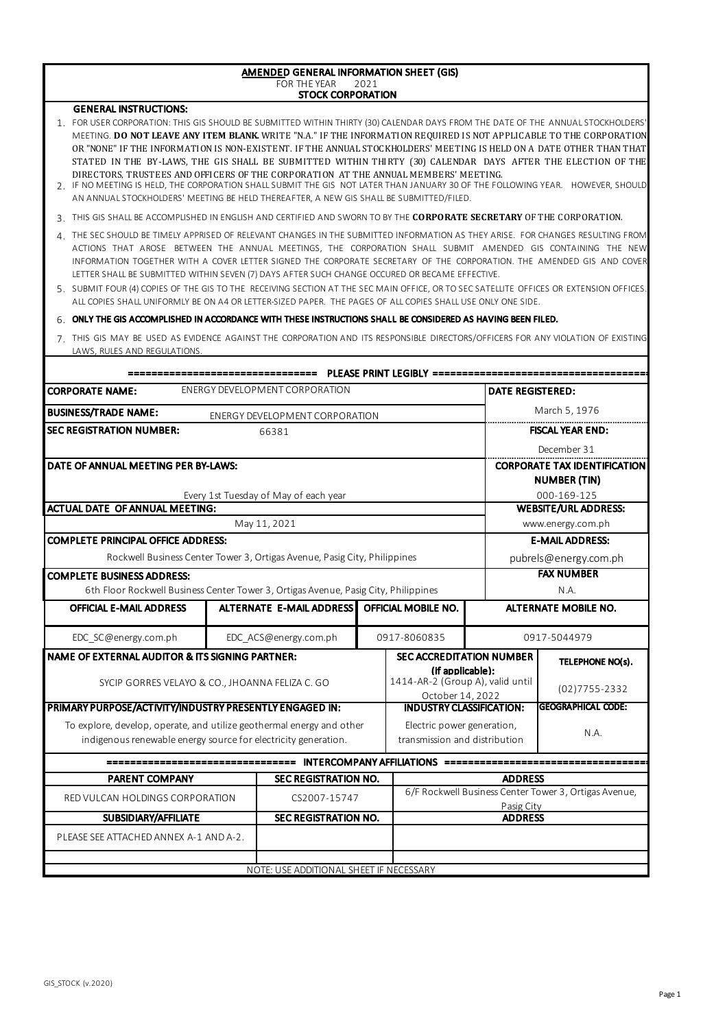# AMENDED GENERAL INFORMATION SHEET (GIS)

FOR THE YEAR 2021

**STOCK CORPORATION**

**GENERAL INSTRUCTIONS:**

1. FOR USER CORPORATION: THIS GIS SHOULD BE SUBMITTED WITHIN THIRTY (30) CALENDAR DAYS FROM THE DATE OF THE ANNUAL STOCKHOLDERS' MEETING. **DO NOT LEAVE ANY ITEM BLANK.** WRITE "N.A." IF THE INFORMATION REQUIRED IS NOT APPLICABLE TO THE CORPORATION OR "NONE" IF THE INFORMATION IS NON-EXISTENT. IF THE ANNUAL STOCKHOLDERS' MEETING IS HELD ON A DATE OTHER THAN THAT STATED IN THE BY-LAWS, THE GIS SHALL BE SUBMITTED WITHIN THIRTY (30) CALENDAR DAYS AFTER THE ELECTION OF THE DIRECTORS, TRUSTEES AND OFFICERS OF THE CORPORATION AT THE ANNUAL MEMBERS' MEETING.
2. IF NO MEETING IS HELD, THE CORPORATION SHALL SUBMIT THE GIS NOT LATER THAN JANUARY 30 OF THE FOLLOWING YEAR. HOWEVER, SHOULD AN ANNUAL STOCKHOLDERS' MEETING BE HELD THEREAFTER, A NEW GIS SHALL BE SUBMITTED/FILED.
3. THIS GIS SHALL BE ACCOMPLISHED IN ENGLISH AND CERTIFIED AND SWORN TO BY THE **CORPORATE SECRETARY** OF THE CORPORATION.
4. THE SEC SHOULD BE TIMELY APPRISED OF RELEVANT CHANGES IN THE SUBMITTED INFORMATION AS THEY ARISE. FOR CHANGES RESULTING FROM ACTIONS THAT AROSE BETWEEN THE ANNUAL MEETINGS, THE CORPORATION SHALL SUBMIT AMENDED GIS CONTAINING THE NEW INFORMATION TOGETHER WITH A COVER LETTER SIGNED THE CORPORATE SECRETARY OF THE CORPORATION. THE AMENDED GIS AND COVER LETTER SHALL BE SUBMITTED WITHIN SEVEN (7) DAYS AFTER SUCH CHANGE OCCURED OR BECAME EFFECTIVE.
5. SUBMIT FOUR (4) COPIES OF THE GIS TO THE RECEIVING SECTION AT THE SEC MAIN OFFICE, OR TO SEC SATELLITE OFFICES OR EXTENSION OFFICES. ALL COPIES SHALL UNIFORMLY BE ON A4 OR LETTER-SIZED PAPER. THE PAGES OF ALL COPIES SHALL USE ONLY ONE SIDE.
6. **ONLY THE GIS ACCOMPLISHED IN ACCORDANCE WITH THESE INSTRUCTIONS SHALL BE CONSIDERED AS HAVING BEEN FILED.**
7. THIS GIS MAY BE USED AS EVIDENCE AGAINST THE CORPORATION AND ITS RESPONSIBLE DIRECTORS/OFFICERS FOR ANY VIOLATION OF EXISTING LAWS, RULES AND REGULATIONS.

**=============================== PLEASE PRINT LEGIBLY ===============================**

| | |
|---|---|
| **CORPORATE NAME:** ENERGY DEVELOPMENT CORPORATION | **DATE REGISTERED:** March 5, 1976 |
| **BUSINESS/TRADE NAME:** ENERGY DEVELOPMENT CORPORATION | |
| **SEC REGISTRATION NUMBER:** 66381 | **FISCAL YEAR END:** December 31 |
| **DATE OF ANNUAL MEETING PER BY-LAWS:** Every 1st Tuesday of May of each year | **CORPORATE TAX IDENTIFICATION NUMBER (TIN)** 000-169-125 |
| **ACTUAL DATE OF ANNUAL MEETING:** May 11, 2021 | **WEBSITE/URL ADDRESS:** www.energy.com.ph |
| **COMPLETE PRINCIPAL OFFICE ADDRESS:** Rockwell Business Center Tower 3, Ortigas Avenue, Pasig City, Philippines | **E-MAIL ADDRESS:** pubrels@energy.com.ph |
| **COMPLETE BUSINESS ADDRESS:** 6th Floor Rockwell Business Center Tower 3, Ortigas Avenue, Pasig City, Philippines | **FAX NUMBER** N.A. |

| OFFICIAL E-MAIL ADDRESS | ALTERNATE E-MAIL ADDRESS | OFFICIAL MOBILE NO. | ALTERNATE MOBILE NO. |
|---|---|---|---|
| EDC_SC@energy.com.ph | EDC_ACS@energy.com.ph | 0917-8060835 | 0917-5044979 |

| NAME OF EXTERNAL AUDITOR & ITS SIGNING PARTNER: | SEC ACCREDITATION NUMBER (If applicable): | TELEPHONE NO(s). |
|---|---|---|
| SYCIP GORRES VELAYO & CO., JHOANNA FELIZA C. GO | 1414-AR-2 (Group A), valid until October 14, 2022 | (02)7755-2332 |

| PRIMARY PURPOSE/ACTIVITY/INDUSTRY PRESENTLY ENGAGED IN: | INDUSTRY CLASSIFICATION: | GEOGRAPHICAL CODE: |
|---|---|---|
| To explore, develop, operate, and utilize geothermal energy and other indigenous renewable energy source for electricity generation. | Electric power generation, transmission and distribution | N.A. |

**=============================== INTERCOMPANY AFFILIATIONS ===============================**

| PARENT COMPANY | SEC REGISTRATION NO. | ADDRESS |
|---|---|---|
| RED VULCAN HOLDINGS CORPORATION | CS2007-15747 | 6/F Rockwell Business Center Tower 3, Ortigas Avenue, Pasig City |
| **SUBSIDIARY/AFFILIATE** | **SEC REGISTRATION NO.** | **ADDRESS** |
| PLEASE SEE ATTACHED ANNEX A-1 AND A-2. | | |
| | | |

NOTE: USE ADDITIONAL SHEET IF NECESSARY

GIS_STOCK (v.2020)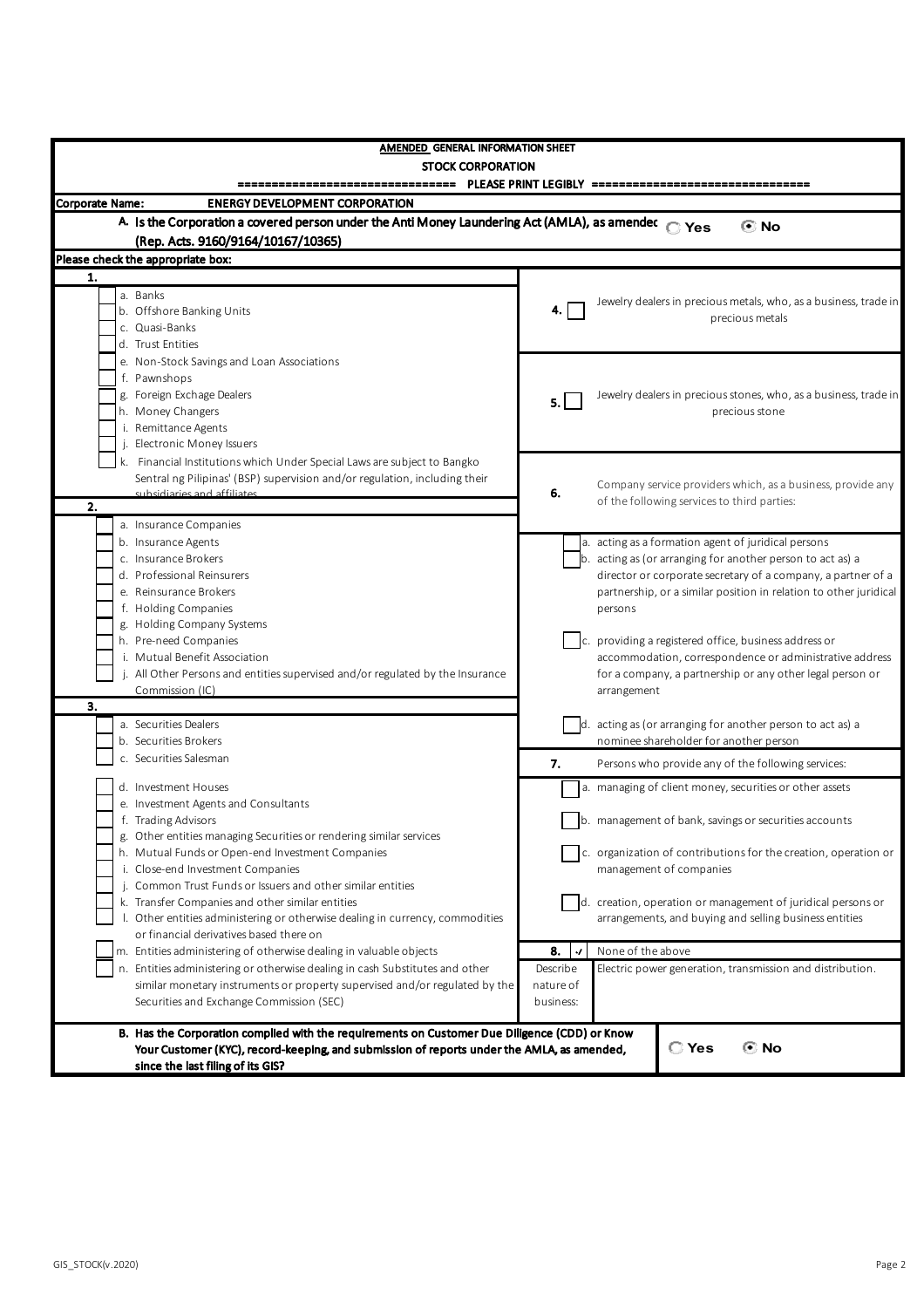**AMENDED GENERAL INFORMATION SHEET**

**STOCK CORPORATION**

=============================== PLEASE PRINT LEGIBLY ===============================

**Corporate Name:** **ENERGY DEVELOPMENT CORPORATION**

**A. Is the Corporation a covered person under the Anti Money Laundering Act (AMLA), as amended (Rep. Acts. 9160/9164/10167/10365)**

- ( ) Yes
- (•) No

**Please check the appropriate box:**

**1.**

- [ ] a. Banks
- [ ] b. Offshore Banking Units
- [ ] c. Quasi-Banks
- [ ] d. Trust Entities
- [ ] e. Non-Stock Savings and Loan Associations
- [ ] f. Pawnshops
- [ ] g. Foreign Exchage Dealers
- [ ] h. Money Changers
- [ ] i. Remittance Agents
- [ ] j. Electronic Money Issuers
- [ ] k. Financial Institutions which Under Special Laws are subject to Bangko Sentral ng Pilipinas' (BSP) supervision and/or regulation, including their subsidiaries and affiliates

**2.**

- [ ] a. Insurance Companies
- [ ] b. Insurance Agents
- [ ] c. Insurance Brokers
- [ ] d. Professional Reinsurers
- [ ] e. Reinsurance Brokers
- [ ] f. Holding Companies
- [ ] g. Holding Company Systems
- [ ] h. Pre-need Companies
- [ ] i. Mutual Benefit Association
- [ ] j. All Other Persons and entities supervised and/or regulated by the Insurance Commission (IC)

**3.**

- [ ] a. Securities Dealers
- [ ] b. Securities Brokers
- [ ] c. Securities Salesman
- [ ] d. Investment Houses
- [ ] e. Investment Agents and Consultants
- [ ] f. Trading Advisors
- [ ] g. Other entities managing Securities or rendering similar services
- [ ] h. Mutual Funds or Open-end Investment Companies
- [ ] i. Close-end Investment Companies
- [ ] j. Common Trust Funds or Issuers and other similar entities
- [ ] k. Transfer Companies and other similar entities
- [ ] l. Other entities administering or otherwise dealing in currency, commodities or financial derivatives based there on
- [ ] m. Entities administering of otherwise dealing in valuable objects
- [ ] n. Entities administering or otherwise dealing in cash Substitutes and other similar monetary instruments or property supervised and/or regulated by the Securities and Exchange Commission (SEC)

**4.** [ ] Jewelry dealers in precious metals, who, as a business, trade in precious metals

**5.** [ ] Jewelry dealers in precious stones, who, as a business, trade in precious stone

**6.** Company service providers which, as a business, provide any of the following services to third parties:

- [ ] a. acting as a formation agent of juridical persons
- [ ] b. acting as (or arranging for another person to act as) a director or corporate secretary of a company, a partner of a partnership, or a similar position in relation to other juridical persons
- [ ] c. providing a registered office, business address or accommodation, correspondence or administrative address for a company, a partnership or any other legal person or arrangement
- [ ] d. acting as (or arranging for another person to act as) a nominee shareholder for another person

**7.** Persons who provide any of the following services:

- [ ] a. managing of client money, securities or other assets
- [ ] b. management of bank, savings or securities accounts
- [ ] c. organization of contributions for the creation, operation or management of companies
- [ ] d. creation, operation or management of juridical persons or arrangements, and buying and selling business entities

**8.** [✓] None of the above

Describe nature of business: Electric power generation, transmission and distribution.

**B. Has the Corporation complied with the requirements on Customer Due Diligence (CDD) or Know Your Customer (KYC), record-keeping, and submission of reports under the AMLA, as amended, since the last filing of its GIS?**

- ( ) Yes
- (•) No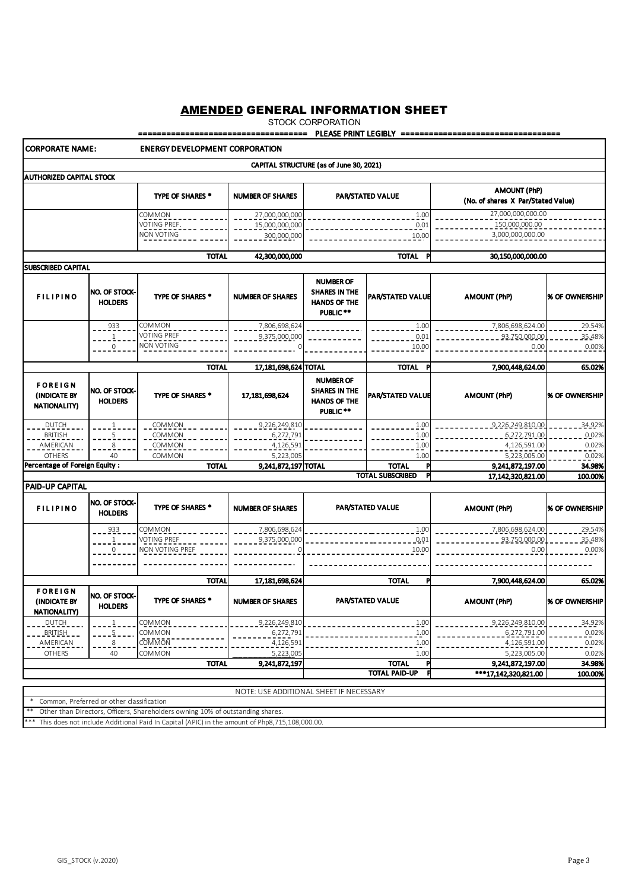# AMENDED GENERAL INFORMATION SHEET

STOCK CORPORATION

=================================== PLEASE PRINT LEGIBLY ==================================

**CORPORATE NAME:** ENERGY DEVELOPMENT CORPORATION

**CAPITAL STRUCTURE (as of June 30, 2021)**

**AUTHORIZED CAPITAL STOCK**

| | TYPE OF SHARES * | NUMBER OF SHARES | PAR/STATED VALUE | AMOUNT (PhP) (No. of shares X Par/Stated Value) |
|---|---|---|---|---|
| | COMMON | 27,000,000,000 | 1.00 | 27,000,000,000.00 |
| | VOTING PREF. | 15,000,000,000 | 0.01 | 150,000,000.00 |
| | NON VOTING | 300,000,000 | 10.00 | 3,000,000,000.00 |
| | TOTAL | 42,300,000,000 | TOTAL P | 30,150,000,000.00 |

**SUBSCRIBED CAPITAL**

| FILIPINO | NO. OF STOCK-HOLDERS | TYPE OF SHARES * | NUMBER OF SHARES | NUMBER OF SHARES IN THE HANDS OF THE PUBLIC ** | PAR/STATED VALUE | AMOUNT (PhP) | % OF OWNERSHIP |
|---|---|---|---|---|---|---|---|
| | 933 | COMMON | 7,806,698,624 | | 1.00 | 7,806,698,624.00 | 29.54% |
| | 1 | VOTING PREF | 9,375,000,000 | | 0.01 | 93,750,000.00 | 35.48% |
| | 0 | NON VOTING | 0 | | 10.00 | 0.00 | 0.00% |
| | | TOTAL | 17,181,698,624 | TOTAL | TOTAL P | 7,900,448,624.00 | 65.02% |

| FOREIGN (INDICATE BY NATIONALITY) | NO. OF STOCK-HOLDERS | TYPE OF SHARES * | 17,181,698,624 | NUMBER OF SHARES IN THE HANDS OF THE PUBLIC ** | PAR/STATED VALUE | AMOUNT (PhP) | % OF OWNERSHIP |
|---|---|---|---|---|---|---|---|
| DUTCH | 1 | COMMON | 9,226,249,810 | | 1.00 | 9,226,249,810.00 | 34.92% |
| BRITISH | 5 | COMMON | 6,272,791 | | 1.00 | 6,272,791.00 | 0.02% |
| AMERICAN | 8 | COMMON | 4,126,591 | | 1.00 | 4,126,591.00 | 0.02% |
| OTHERS | 40 | COMMON | 5,223,005 | | 1.00 | 5,223,005.00 | 0.02% |
| Percentage of Foreign Equity : | | TOTAL | 9,241,872,197 | TOTAL | TOTAL P | 9,241,872,197.00 | 34.98% |
| | | | | | TOTAL SUBSCRIBED P | 17,142,320,821.00 | 100.00% |

**PAID-UP CAPITAL**

| FILIPINO | NO. OF STOCK-HOLDERS | TYPE OF SHARES * | NUMBER OF SHARES | PAR/STATED VALUE | AMOUNT (PhP) | % OF OWNERSHIP |
|---|---|---|---|---|---|---|
| | 933 | COMMON | 7,806,698,624 | 1.00 | 7,806,698,624.00 | 29.54% |
| | 1 | VOTING PREF | 9,375,000,000 | 0.01 | 93,750,000.00 | 35.48% |
| | 0 | NON VOTING PREF | 0 | 10.00 | 0.00 | 0.00% |
| | | TOTAL | 17,181,698,624 | TOTAL P | 7,900,448,624.00 | 65.02% |

| FOREIGN (INDICATE BY NATIONALITY) | NO. OF STOCK-HOLDERS | TYPE OF SHARES * | NUMBER OF SHARES | PAR/STATED VALUE | AMOUNT (PhP) | % OF OWNERSHIP |
|---|---|---|---|---|---|---|
| DUTCH | 1 | COMMON | 9,226,249,810 | 1.00 | 9,226,249,810.00 | 34.92% |
| BRITISH | 5 | COMMON | 6,272,791 | 1.00 | 6,272,791.00 | 0.02% |
| AMERICAN | 8 | COMMON | 4,126,591 | 1.00 | 4,126,591.00 | 0.02% |
| OTHERS | 40 | COMMON | 5,223,005 | 1.00 | 5,223,005.00 | 0.02% |
| | | TOTAL | 9,241,872,197 | TOTAL P | 9,241,872,197.00 | 34.98% |
| | | | | TOTAL PAID-UP P | ***17,142,320,821.00 | 100.00% |

NOTE: USE ADDITIONAL SHEET IF NECESSARY

\* Common, Preferred or other classification

** Other than Directors, Officers, Shareholders owning 10% of outstanding shares.

*** This does not include Additional Paid In Capital (APIC) in the amount of Php8,715,108,000.00.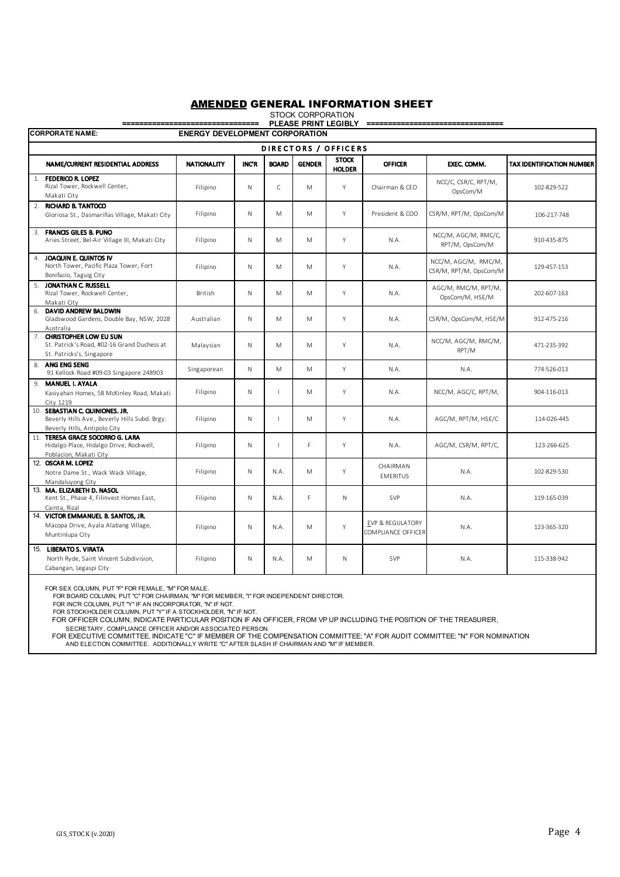# AMENDED GENERAL INFORMATION SHEET

STOCK CORPORATION

=============================== PLEASE PRINT LEGIBLY ===============================

**CORPORATE NAME:** ENERGY DEVELOPMENT CORPORATION

## DIRECTORS / OFFICERS

| NAME/CURRENT RESIDENTIAL ADDRESS | NATIONALITY | INC'R | BOARD | GENDER | STOCK HOLDER | OFFICER | EXEC. COMM. | TAX IDENTIFICATION NUMBER |
|---|---|---|---|---|---|---|---|---|
| 1. **FEDERICO R. LOPEZ** Rizal Tower, Rockwell Center, Makati City | Filipino | N | C | M | Y | Chairman & CEO | NCC/C, CSR/C, RPT/M, OpsCom/M | 102-829-522 |
| 2. **RICHARD B. TANTOCO** Gloriosa St., Dasmariñas Village, Makati City | Filipino | N | M | M | Y | President & COO | CSR/M, RPT/M, OpsCom/M | 106-217-748 |
| 3. **FRANCIS GILES B. PUNO** Aries Street, Bel-Air Village III, Makati City | Filipino | N | M | M | Y | N.A. | NCC/M, AGC/M, RMC/C, RPT/M, OpsCom/M | 910-435-875 |
| 4. **JOAQUIN E. QUINTOS IV** North Tower, Pacific Plaza Tower, Fort Bonifacio, Taguig City | Filipino | N | M | M | Y | N.A. | NCC/M, AGC/M, RMC/M, CSR/M, RPT/M, OpsCom/M | 129-457-153 |
| 5. **JONATHAN C. RUSSELL** Rizal Tower, Rockwell Center, Makati City | British | N | M | M | Y | N.A. | AGC/M, RMC/M, RPT/M, OpsCom/M, HSE/M | 202-607-163 |
| 6. **DAVID ANDREW BALDWIN** Gladswood Gardens, Double Bay, NSW, 2028 Australia | Australian | N | M | M | Y | N.A. | CSR/M, OpsCom/M, HSE/M | 912-475-216 |
| 7. **CHRISTOPHER LOW EU SUN** St. Patrick's Road, #02-16 Grand Duchess at St. Patricks's, Singapore | Malaysian | N | M | M | Y | N.A. | NCC/M, AGC/M, RMC/M, RPT/M | 471-235-392 |
| 8. **ANG ENG SENG** 91 Kellock Road #09-03 Singapore 248903 | Singaporean | N | M | M | Y | N.A. | N.A. | 774-526-013 |
| 9. **MANUEL I. AYALA** Kasiyahan Homes, 58 McKinley Road, Makati City 1219 | Filipino | N | I | M | Y | N.A. | NCC/M, AGC/C, RPT/M, | 904-116-013 |
| 10. **SEBASTIAN C. QUINIONES. JR.** Beverly Hills Ave., Beverly Hills Subd. Brgy. Beverly Hills, Antipolo City | Filipino | N | I | M | Y | N.A. | AGC/M, RPT/M, HSE/C | 114-026-445 |
| 11. **TERESA GRACE SOCORRO G. LARA** Hidalgo Place, Hidalgo Drive, Rockwell, Poblacion, Makati City | Filipino | N | I | F | Y | N.A. | AGC/M, CSR/M, RPT/C, | 123-266-625 |
| 12. **OSCAR M. LOPEZ** Notre Dame St., Wack Wack Village, Mandaluyong City | Filipino | N | N.A. | M | Y | CHAIRMAN EMERITUS | N.A. | 102-829-530 |
| 13. **MA. ELIZABETH D. NASOL** Kent St., Phase 4, Filinvest Homes East, Cainta, Rizal | Filipino | N | N.A. | F | N | SVP | N.A. | 119-165-039 |
| 14. **VICTOR EMMANUEL B. SANTOS, JR.** Macopa Drive, Ayala Alabang Village, Muntinlupa City | Filipino | N | N.A. | M | Y | EVP & REGULATORY COMPLIANCE OFFICER | N.A. | 123-365-320 |
| 15. **LIBERATO S. VIRATA** North Ryde, Saint Vincent Subdivision, Cabangan, Legaspi City | Filipino | N | N.A. | M | N | SVP | N.A. | 115-338-942 |

FOR SEX COLUMN, PUT "F" FOR FEMALE, "M" FOR MALE.
FOR BOARD COLUMN, PUT "C" FOR CHAIRMAN, "M" FOR MEMBER, "I" FOR INDEPENDENT DIRECTOR.
FOR INC'R COLUMN, PUT "Y" IF AN INCORPORATOR, "N" IF NOT.
FOR STOCKHOLDER COLUMN, PUT "Y" IF A STOCKHOLDER, "N" IF NOT.
FOR OFFICER COLUMN, INDICATE PARTICULAR POSITION IF AN OFFICER, FROM VP UP INCLUDING THE POSITION OF THE TREASURER, SECRETARY, COMPLIANCE OFFICER AND/OR ASSOCIATED PERSON.
FOR EXECUTIVE COMMITTEE, INDICATE "C" IF MEMBER OF THE COMPENSATION COMMITTEE; "A" FOR AUDIT COMMITTEE; "N" FOR NOMINATION AND ELECTION COMMITTEE. ADDITIONALLY WRITE "C" AFTER SLASH IF CHAIRMAN AND "M" IF MEMBER.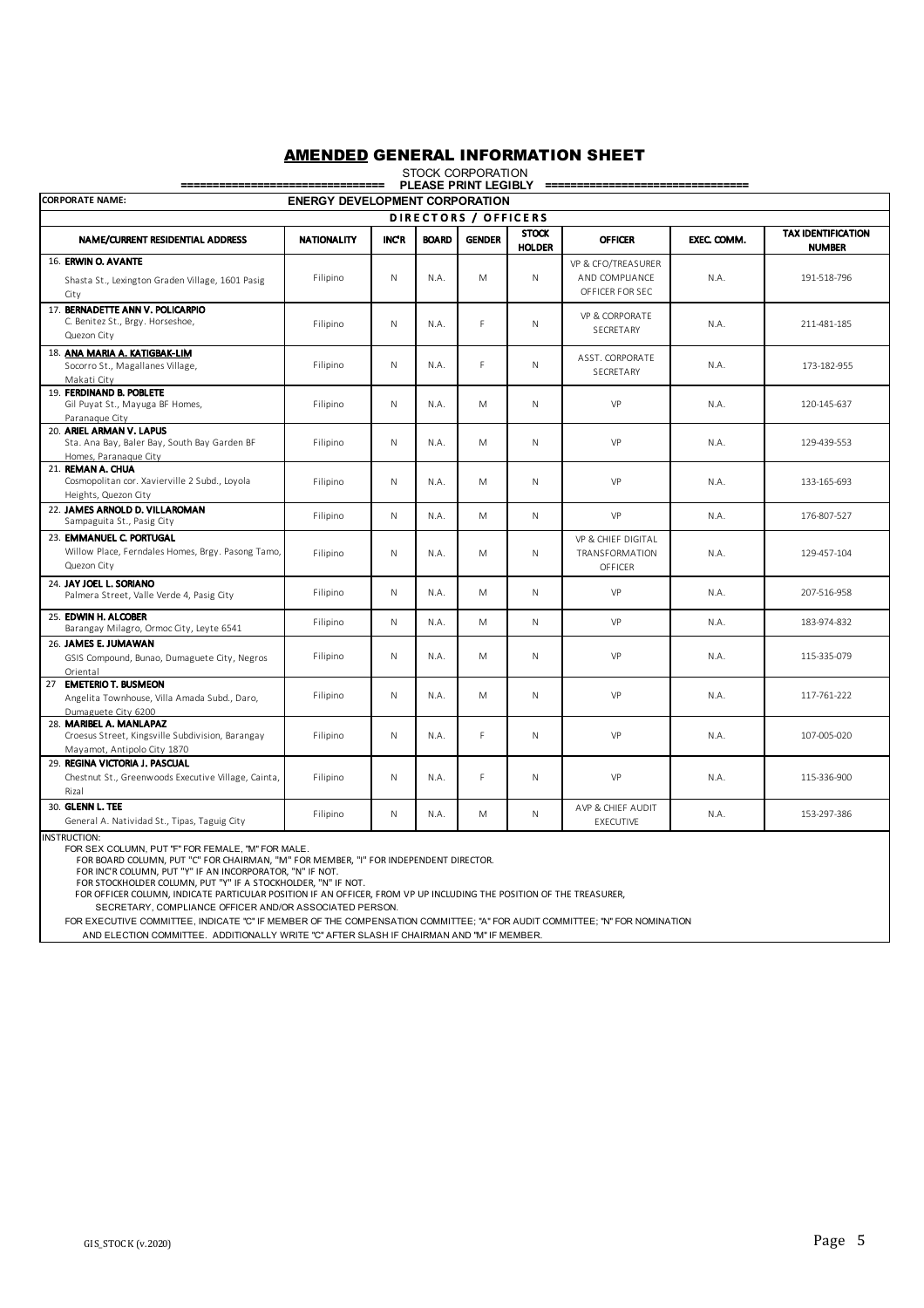# AMENDED GENERAL INFORMATION SHEET

STOCK CORPORATION

=============================== PLEASE PRINT LEGIBLY ===============================

**CORPORATE NAME:** ENERGY DEVELOPMENT CORPORATION

| DIRECTORS / OFFICERS | | | | | | | | |
|---|---|---|---|---|---|---|---|---|
| NAME/CURRENT RESIDENTIAL ADDRESS | NATIONALITY | INC'R | BOARD | GENDER | STOCK HOLDER | OFFICER | EXEC. COMM. | TAX IDENTIFICATION NUMBER |
| 16. **ERWIN O. AVANTE** Shasta St., Lexington Graden Village, 1601 Pasig City | Filipino | N | N.A. | M | N | VP & CFO/TREASURER AND COMPLIANCE OFFICER FOR SEC | N.A. | 191-518-796 |
| 17. **BERNADETTE ANN V. POLICARPIO** C. Benitez St., Brgy. Horseshoe, Quezon City | Filipino | N | N.A. | F | N | VP & CORPORATE SECRETARY | N.A. | 211-481-185 |
| 18. **ANA MARIA A. KATIGBAK-LIM** Socorro St., Magallanes Village, Makati City | Filipino | N | N.A. | F | N | ASST. CORPORATE SECRETARY | N.A. | 173-182-955 |
| 19. **FERDINAND B. POBLETE** Gil Puyat St., Mayuga BF Homes, Paranaque City | Filipino | N | N.A. | M | N | VP | N.A. | 120-145-637 |
| 20. **ARIEL ARMAN V. LAPUS** Sta. Ana Bay, Baler Bay, South Bay Garden BF Homes, Paranaque City | Filipino | N | N.A. | M | N | VP | N.A. | 129-439-553 |
| 21. **REMAN A. CHUA** Cosmopolitan cor. Xavierville 2 Subd., Loyola Heights, Quezon City | Filipino | N | N.A. | M | N | VP | N.A. | 133-165-693 |
| 22. **JAMES ARNOLD D. VILLAROMAN** Sampaguita St., Pasig City | Filipino | N | N.A. | M | N | VP | N.A. | 176-807-527 |
| 23. **EMMANUEL C. PORTUGAL** Willow Place, Ferndales Homes, Brgy. Pasong Tamo, Quezon City | Filipino | N | N.A. | M | N | VP & CHIEF DIGITAL TRANSFORMATION OFFICER | N.A. | 129-457-104 |
| 24. **JAY JOEL L. SORIANO** Palmera Street, Valle Verde 4, Pasig City | Filipino | N | N.A. | M | N | VP | N.A. | 207-516-958 |
| 25. **EDWIN H. ALCOBER** Barangay Milagro, Ormoc City, Leyte 6541 | Filipino | N | N.A. | M | N | VP | N.A. | 183-974-832 |
| 26. **JAMES E. JUMAWAN** GSIS Compound, Bunao, Dumaguete City, Negros Oriental | Filipino | N | N.A. | M | N | VP | N.A. | 115-335-079 |
| 27 **EMETERIO T. BUSMEON** Angelita Townhouse, Villa Amada Subd., Daro, Dumaguete City 6200 | Filipino | N | N.A. | M | N | VP | N.A. | 117-761-222 |
| 28. **MARIBEL A. MANLAPAZ** Croesus Street, Kingsville Subdivision, Barangay Mayamot, Antipolo City 1870 | Filipino | N | N.A. | F | N | VP | N.A. | 107-005-020 |
| 29. **REGINA VICTORIA J. PASCUAL** Chestnut St., Greenwoods Executive Village, Cainta, Rizal | Filipino | N | N.A. | F | N | VP | N.A. | 115-336-900 |
| 30. **GLENN L. TEE** General A. Natividad St., Tipas, Taguig City | Filipino | N | N.A. | M | N | AVP & CHIEF AUDIT EXECUTIVE | N.A. | 153-297-386 |

INSTRUCTION:

FOR SEX COLUMN, PUT "F" FOR FEMALE, "M" FOR MALE.

FOR BOARD COLUMN, PUT "C" FOR CHAIRMAN, "M" FOR MEMBER, "I" FOR INDEPENDENT DIRECTOR.

FOR INC'R COLUMN, PUT "Y" IF AN INCORPORATOR, "N" IF NOT.

FOR STOCKHOLDER COLUMN, PUT "Y" IF A STOCKHOLDER, "N" IF NOT.

FOR OFFICER COLUMN, INDICATE PARTICULAR POSITION IF AN OFFICER, FROM VP UP INCLUDING THE POSITION OF THE TREASURER, SECRETARY, COMPLIANCE OFFICER AND/OR ASSOCIATED PERSON.

FOR EXECUTIVE COMMITTEE, INDICATE "C" IF MEMBER OF THE COMPENSATION COMMITTEE; "A" FOR AUDIT COMMITTEE; "N" FOR NOMINATION AND ELECTION COMMITTEE. ADDITIONALLY WRITE "C" AFTER SLASH IF CHAIRMAN AND "M" IF MEMBER.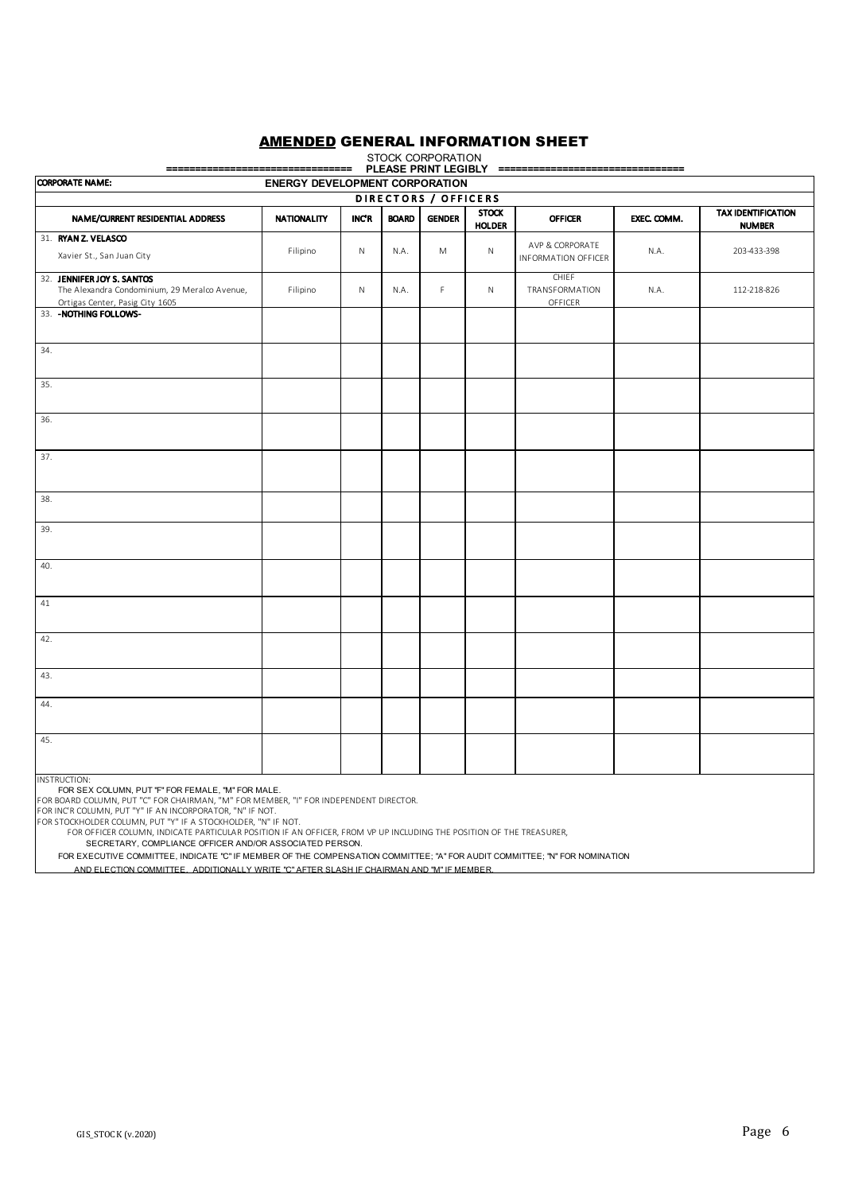# AMENDED GENERAL INFORMATION SHEET

STOCK CORPORATION

=============================== PLEASE PRINT LEGIBLY ===============================

**CORPORATE NAME:** ENERGY DEVELOPMENT CORPORATION

**DIRECTORS / OFFICERS**

| NAME/CURRENT RESIDENTIAL ADDRESS | NATIONALITY | INC'R | BOARD | GENDER | STOCK HOLDER | OFFICER | EXEC. COMM. | TAX IDENTIFICATION NUMBER |
|---|---|---|---|---|---|---|---|---|
| 31. **RYAN Z. VELASCO** Xavier St., San Juan City | Filipino | N | N.A. | M | N | AVP & CORPORATE INFORMATION OFFICER | N.A. | 203-433-398 |
| 32. **JENNIFER JOY S. SANTOS** The Alexandra Condominium, 29 Meralco Avenue, Ortigas Center, Pasig City 1605 | Filipino | N | N.A. | F | N | CHIEF TRANSFORMATION OFFICER | N.A. | 112-218-826 |
| 33. **-NOTHING FOLLOWS-** | | | | | | | | |
| 34. | | | | | | | | |
| 35. | | | | | | | | |
| 36. | | | | | | | | |
| 37. | | | | | | | | |
| 38. | | | | | | | | |
| 39. | | | | | | | | |
| 40. | | | | | | | | |
| 41 | | | | | | | | |
| 42. | | | | | | | | |
| 43. | | | | | | | | |
| 44. | | | | | | | | |
| 45. | | | | | | | | |

INSTRUCTION:

FOR SEX COLUMN, PUT "F" FOR FEMALE, "M" FOR MALE.

FOR BOARD COLUMN, PUT "C" FOR CHAIRMAN, "M" FOR MEMBER, "I" FOR INDEPENDENT DIRECTOR.

FOR INC'R COLUMN, PUT "Y" IF AN INCORPORATOR, "N" IF NOT.

FOR STOCKHOLDER COLUMN, PUT "Y" IF A STOCKHOLDER, "N" IF NOT.

FOR OFFICER COLUMN, INDICATE PARTICULAR POSITION IF AN OFFICER, FROM VP UP INCLUDING THE POSITION OF THE TREASURER, SECRETARY, COMPLIANCE OFFICER AND/OR ASSOCIATED PERSON.

FOR EXECUTIVE COMMITTEE, INDICATE "C" IF MEMBER OF THE COMPENSATION COMMITTEE; "A" FOR AUDIT COMMITTEE; "N" FOR NOMINATION AND ELECTION COMMITTEE. ADDITIONALLY WRITE "C" AFTER SLASH IF CHAIRMAN AND "M" IF MEMBER.

GIS_STOCK (v.2020)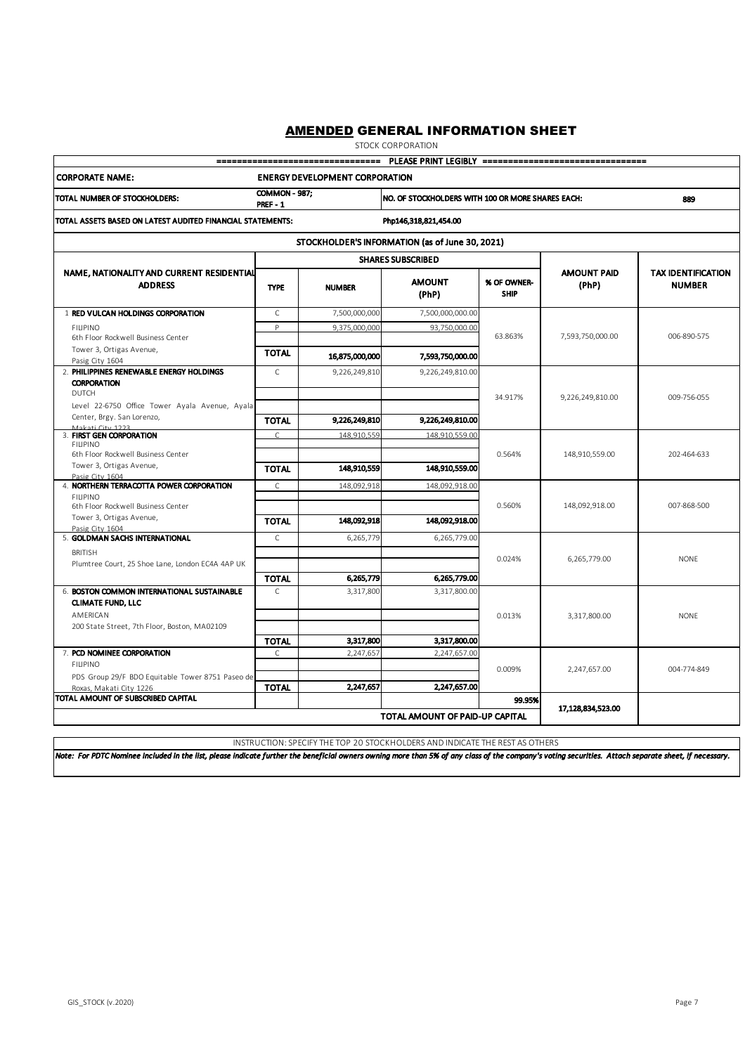# AMENDED GENERAL INFORMATION SHEET

STOCK CORPORATION

=============================== PLEASE PRINT LEGIBLY ===============================

| CORPORATE NAME: | ENERGY DEVELOPMENT CORPORATION | | | |
|---|---|---|---|---|
| TOTAL NUMBER OF STOCKHOLDERS: | COMMON - 987; PREF - 1 | NO. OF STOCKHOLDERS WITH 100 OR MORE SHARES EACH: | | 889 |
| TOTAL ASSETS BASED ON LATEST AUDITED FINANCIAL STATEMENTS: | | Php146,318,821,454.00 | | |

**STOCKHOLDER'S INFORMATION (as of June 30, 2021)**

| NAME, NATIONALITY AND CURRENT RESIDENTIAL ADDRESS | SHARES SUBSCRIBED | | | | AMOUNT PAID (PhP) | TAX IDENTIFICATION NUMBER |
|---|---|---|---|---|---|---|
| | TYPE | NUMBER | AMOUNT (PhP) | % OF OWNER-SHIP | | |
| 1 **RED VULCAN HOLDINGS CORPORATION** FILIPINO 6th Floor Rockwell Business Center Tower 3, Ortigas Avenue, Pasig City 1604 | C | 7,500,000,000 | 7,500,000,000.00 | 63.863% | 7,593,750,000.00 | 006-890-575 |
| | P | 9,375,000,000 | 93,750,000.00 | | | |
| | **TOTAL** | **16,875,000,000** | **7,593,750,000.00** | | | |
| 2. **PHILIPPINES RENEWABLE ENERGY HOLDINGS CORPORATION** DUTCH Level 22-6750 Office Tower Ayala Avenue, Ayala Center, Brgy. San Lorenzo, Makati City 1223 | C | 9,226,249,810 | 9,226,249,810.00 | 34.917% | 9,226,249,810.00 | 009-756-055 |
| | **TOTAL** | **9,226,249,810** | **9,226,249,810.00** | | | |
| 3. **FIRST GEN CORPORATION** FILIPINO 6th Floor Rockwell Business Center Tower 3, Ortigas Avenue, Pasig City 1604 | C | 148,910,559 | 148,910,559.00 | 0.564% | 148,910,559.00 | 202-464-633 |
| | **TOTAL** | **148,910,559** | **148,910,559.00** | | | |
| 4. **NORTHERN TERRACOTTA POWER CORPORATION** FILIPINO 6th Floor Rockwell Business Center Tower 3, Ortigas Avenue, Pasig City 1604 | C | 148,092,918 | 148,092,918.00 | 0.560% | 148,092,918.00 | 007-868-500 |
| | **TOTAL** | **148,092,918** | **148,092,918.00** | | | |
| 5. **GOLDMAN SACHS INTERNATIONAL** BRITISH Plumtree Court, 25 Shoe Lane, London EC4A 4AP UK | C | 6,265,779 | 6,265,779.00 | 0.024% | 6,265,779.00 | NONE |
| | **TOTAL** | **6,265,779** | **6,265,779.00** | | | |
| 6. **BOSTON COMMON INTERNATIONAL SUSTAINABLE CLIMATE FUND, LLC** AMERICAN 200 State Street, 7th Floor, Boston, MA02109 | C | 3,317,800 | 3,317,800.00 | 0.013% | 3,317,800.00 | NONE |
| | **TOTAL** | **3,317,800** | **3,317,800.00** | | | |
| 7. **PCD NOMINEE CORPORATION** FILIPINO PDS Group 29/F BDO Equitable Tower 8751 Paseo de Roxas, Makati City 1226 | C | 2,247,657 | 2,247,657.00 | 0.009% | 2,247,657.00 | 004-774-849 |
| | **TOTAL** | **2,247,657** | **2,247,657.00** | | | |
| **TOTAL AMOUNT OF SUBSCRIBED CAPITAL** | | | | **99.95%** | 17,128,834,523.00 | |
| | | | **TOTAL AMOUNT OF PAID-UP CAPITAL** | | | |

INSTRUCTION: SPECIFY THE TOP 20 STOCKHOLDERS AND INDICATE THE REST AS OTHERS

*Note: For PDTC Nominee included in the list, please indicate further the beneficial owners owning more than 5% of any class of the company's voting securities. Attach separate sheet, if necessary.*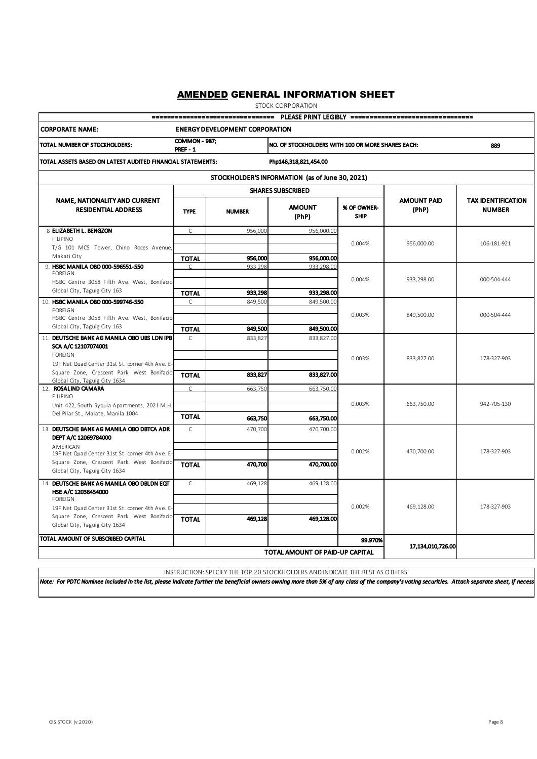# AMENDED GENERAL INFORMATION SHEET

STOCK CORPORATION

=============================== PLEASE PRINT LEGIBLY ===============================

| CORPORATE NAME: | ENERGY DEVELOPMENT CORPORATION | | | | | |
|---|---|---|---|---|---|---|
| TOTAL NUMBER OF STOCKHOLDERS: | COMMON - 987; PREF - 1 | | NO. OF STOCKHOLDERS WITH 100 OR MORE SHARES EACH: | | | 889 |
| TOTAL ASSETS BASED ON LATEST AUDITED FINANCIAL STATEMENTS: | | | Php146,318,821,454.00 | | | |

**STOCKHOLDER'S INFORMATION (as of June 30, 2021)**

| NAME, NATIONALITY AND CURRENT RESIDENTIAL ADDRESS | SHARES SUBSCRIBED | | | | AMOUNT PAID (PhP) | TAX IDENTIFICATION NUMBER |
|---|---|---|---|---|---|---|
| | TYPE | NUMBER | AMOUNT (PhP) | % OF OWNER-SHIP | | |
| 8. **ELIZABETH L. BENGZON**<br>FILIPINO<br>T/G 101 MCS Tower, Chino Roces Avenue, Makati City | C | 956,000 | 956,000.00 | 0.004% | 956,000.00 | 106-181-921 |
| | **TOTAL** | **956,000** | **956,000.00** | | | |
| 9. **HSBC MANILA OBO 000-596551-550**<br>FOREIGN<br>HSBC Centre 3058 Fifth Ave. West, Bonifacio Global City, Taguig City 163 | C | 933,298 | 933,298.00 | 0.004% | 933,298.00 | 000-504-444 |
| | **TOTAL** | **933,298** | **933,298.00** | | | |
| 10. **HSBC MANILA OBO 000-599746-550**<br>FOREIGN<br>HSBC Centre 3058 Fifth Ave. West, Bonifacio Global City, Taguig City 163 | C | 849,500 | 849,500.00 | 0.003% | 849,500.00 | 000-504-444 |
| | **TOTAL** | **849,500** | **849,500.00** | | | |
| 11. **DEUTSCHE BANK AG MANILA OBO UBS LDN IPB SCA A/C 12107074001**<br>FOREIGN<br>19F Net Quad Center 31st St. corner 4th Ave. E-Square Zone, Crescent Park West Bonifacio Global City, Taguig City 1634 | C | 833,827 | 833,827.00 | 0.003% | 833,827.00 | 178-327-903 |
| | **TOTAL** | **833,827** | **833,827.00** | | | |
| 12. **ROSALIND CAMARA**<br>FILIPINO<br>Unit 422, South Syquia Apartments, 2021 M.H. Del Pilar St., Malate, Manila 1004 | C | 663,750 | 663,750.00 | 0.003% | 663,750.00 | 942-705-130 |
| | **TOTAL** | **663,750** | **663,750.00** | | | |
| 13. **DEUTSCHE BANK AG MANILA OBO DBTCA ADR DEPT A/C 12069784000**<br>AMERICAN<br>19F Net Quad Center 31st St. corner 4th Ave. E-Square Zone, Crescent Park West Bonifacio Global City, Taguig City 1634 | C | 470,700 | 470,700.00 | 0.002% | 470,700.00 | 178-327-903 |
| | **TOTAL** | **470,700** | **470,700.00** | | | |
| 14. **DEUTSCHE BANK AG MANILA OBO DBLDN EQT HSE A/C 12036454000**<br>FOREIGN<br>19F Net Quad Center 31st St. corner 4th Ave. E-Square Zone, Crescent Park West Bonifacio Global City, Taguig City 1634 | C | 469,128 | 469,128.00 | 0.002% | 469,128.00 | 178-327-903 |
| | **TOTAL** | **469,128** | **469,128.00** | | | |
| **TOTAL AMOUNT OF SUBSCRIBED CAPITAL** | | | | **99.970%** | **17,134,010,726.00** | |
| | | | **TOTAL AMOUNT OF PAID-UP CAPITAL** | | | |

INSTRUCTION: SPECIFY THE TOP 20 STOCKHOLDERS AND INDICATE THE REST AS OTHERS

*Note: For PDTC Nominee included in the list, please indicate further the beneficial owners owning more than 5% of any class of the company's voting securities. Attach separate sheet, if necess*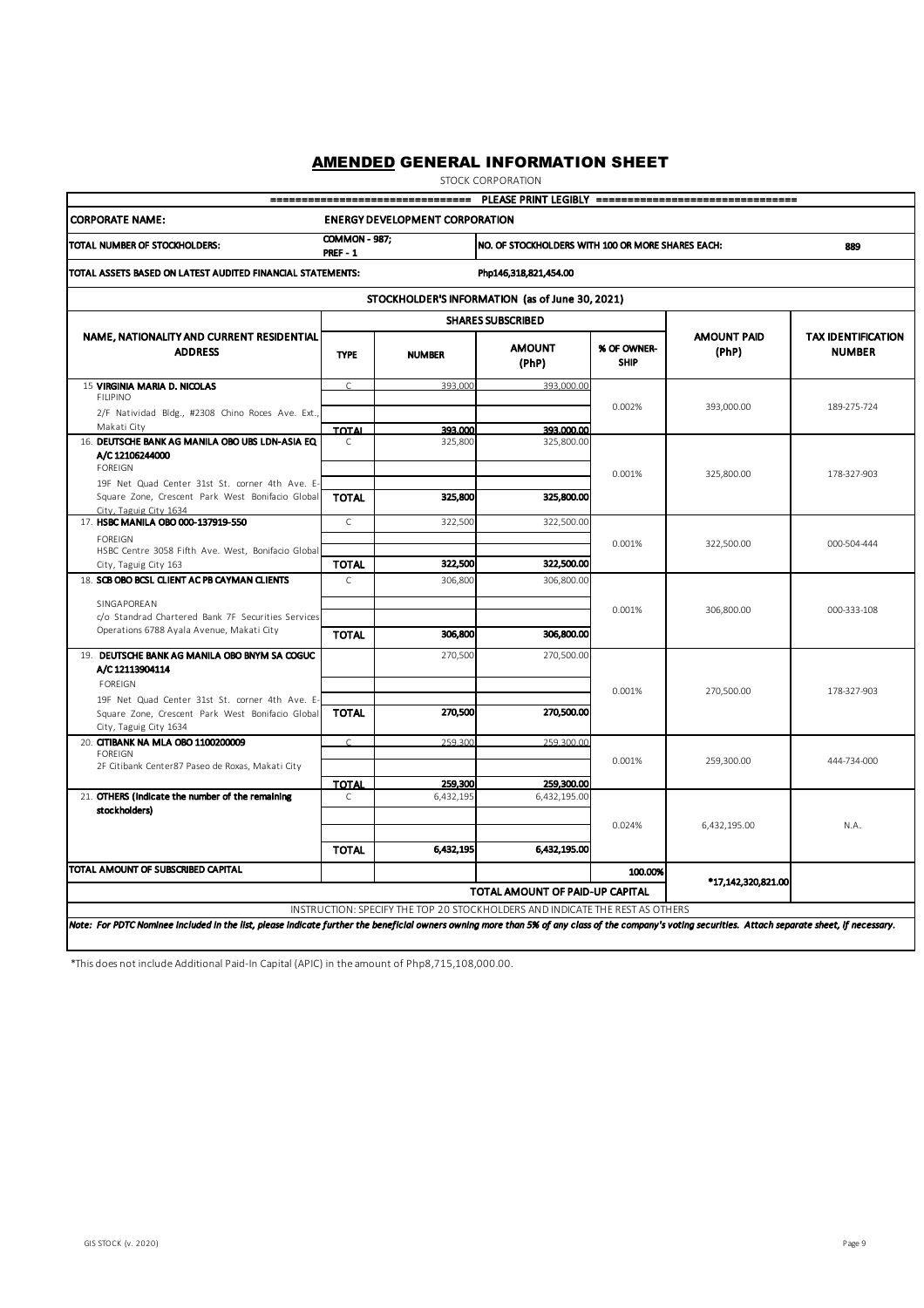# AMENDED GENERAL INFORMATION SHEET

STOCK CORPORATION

=============================== PLEASE PRINT LEGIBLY ===============================

| | | | | | | |
|---|---|---|---|---|---|---|
| **CORPORATE NAME:** | **ENERGY DEVELOPMENT CORPORATION** | | | | | |
| **TOTAL NUMBER OF STOCKHOLDERS:** | **COMMON - 987; PREF - 1** | | **NO. OF STOCKHOLDERS WITH 100 OR MORE SHARES EACH:** | | | **889** |
| **TOTAL ASSETS BASED ON LATEST AUDITED FINANCIAL STATEMENTS:** | | | **Php146,318,821,454.00** | | | |

**STOCKHOLDER'S INFORMATION (as of June 30, 2021)**

| NAME, NATIONALITY AND CURRENT RESIDENTIAL ADDRESS | SHARES SUBSCRIBED | | | | AMOUNT PAID (PhP) | TAX IDENTIFICATION NUMBER |
|---|---|---|---|---|---|---|
| | TYPE | NUMBER | AMOUNT (PhP) | % OF OWNER-SHIP | | |
| 15 **VIRGINIA MARIA D. NICOLAS**<br>FILIPINO<br>2/F Natividad Bldg., #2308 Chino Roces Ave. Ext., Makati City | C | 393,000 | 393,000.00 | 0.002% | 393,000.00 | 189-275-724 |
| | **TOTAL** | **393,000** | **393,000.00** | | | |
| 16. **DEUTSCHE BANK AG MANILA OBO UBS LDN-ASIA EQ A/C 12106244000**<br>FOREIGN<br>19F Net Quad Center 31st St. corner 4th Ave. E-Square Zone, Crescent Park West Bonifacio Global City, Taguig City 1634 | C | 325,800 | 325,800.00 | 0.001% | 325,800.00 | 178-327-903 |
| | **TOTAL** | **325,800** | **325,800.00** | | | |
| 17. **HSBC MANILA OBO 000-137919-550**<br>FOREIGN<br>HSBC Centre 3058 Fifth Ave. West, Bonifacio Global City, Taguig City 163 | C | 322,500 | 322,500.00 | 0.001% | 322,500.00 | 000-504-444 |
| | **TOTAL** | **322,500** | **322,500.00** | | | |
| 18. **SCB OBO BCSL CLIENT AC PB CAYMAN CLIENTS**<br>SINGAPOREAN<br>c/o Standrad Chartered Bank 7F Securities Services Operations 6788 Ayala Avenue, Makati City | C | 306,800 | 306,800.00 | 0.001% | 306,800.00 | 000-333-108 |
| | **TOTAL** | **306,800** | **306,800.00** | | | |
| 19. **DEUTSCHE BANK AG MANILA OBO BNYM SA COGUC A/C 12113904114**<br>FOREIGN<br>19F Net Quad Center 31st St. corner 4th Ave. E-Square Zone, Crescent Park West Bonifacio Global City, Taguig City 1634 | | 270,500 | 270,500.00 | 0.001% | 270,500.00 | 178-327-903 |
| | **TOTAL** | **270,500** | **270,500.00** | | | |
| 20. **CITIBANK NA MLA OBO 1100200009**<br>FOREIGN<br>2F Citibank Center87 Paseo de Roxas, Makati City | C | 259,300 | 259,300.00 | 0.001% | 259,300.00 | 444-734-000 |
| | **TOTAL** | **259,300** | **259,300.00** | | | |
| 21. **OTHERS (Indicate the number of the remaining stockholders)** | C | 6,432,195 | 6,432,195.00 | 0.024% | 6,432,195.00 | N.A. |
| | **TOTAL** | **6,432,195** | **6,432,195.00** | | | |
| **TOTAL AMOUNT OF SUBSCRIBED CAPITAL** | | | | **100.00%** | ***17,142,320,821.00** | |
| | | | **TOTAL AMOUNT OF PAID-UP CAPITAL** | | | |

INSTRUCTION: SPECIFY THE TOP 20 STOCKHOLDERS AND INDICATE THE REST AS OTHERS

*Note: For PDTC Nominee included in the list, please indicate further the beneficial owners owning more than 5% of any class of the company's voting securities. Attach separate sheet, if necessary.*

*This does not include Additional Paid-In Capital (APIC) in the amount of Php8,715,108,000.00.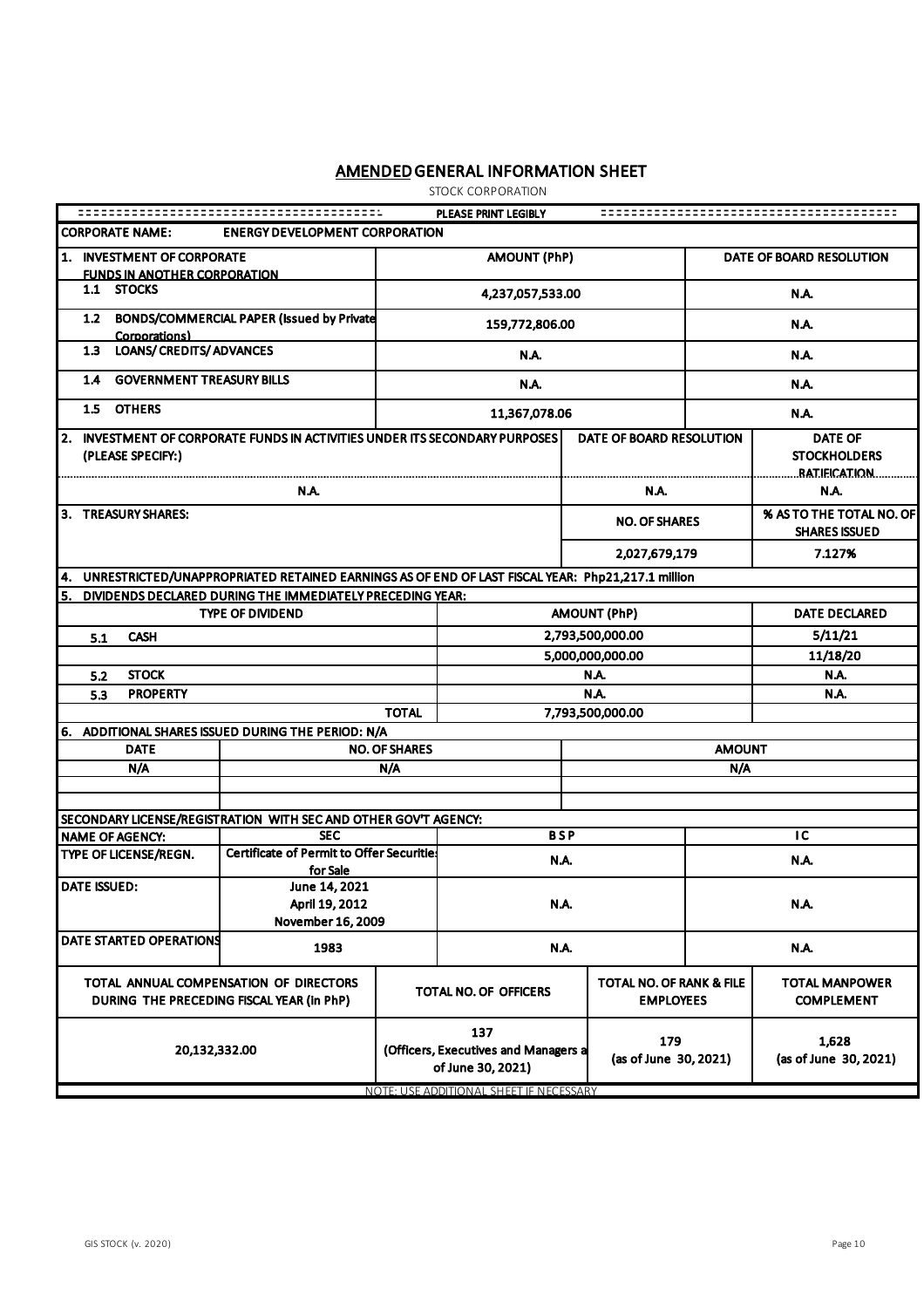# AMENDED GENERAL INFORMATION SHEET

STOCK CORPORATION

PLEASE PRINT LEGIBLY

**CORPORATE NAME:** ENERGY DEVELOPMENT CORPORATION

| 1. INVESTMENT OF CORPORATE FUNDS IN ANOTHER CORPORATION | AMOUNT (PhP) | DATE OF BOARD RESOLUTION |
|---|---|---|
| 1.1 STOCKS | 4,237,057,533.00 | N.A. |
| 1.2 BONDS/COMMERCIAL PAPER (Issued by Private Corporations) | 159,772,806.00 | N.A. |
| 1.3 LOANS/ CREDITS/ ADVANCES | N.A. | N.A. |
| 1.4 GOVERNMENT TREASURY BILLS | N.A. | N.A. |
| 1.5 OTHERS | 11,367,078.06 | N.A. |

| 2. INVESTMENT OF CORPORATE FUNDS IN ACTIVITIES UNDER ITS SECONDARY PURPOSES (PLEASE SPECIFY:) | DATE OF BOARD RESOLUTION | DATE OF STOCKHOLDERS RATIFICATION |
|---|---|---|
| N.A. | N.A. | N.A. |

| 3. TREASURY SHARES: | NO. OF SHARES | % AS TO THE TOTAL NO. OF SHARES ISSUED |
|---|---|---|
| | 2,027,679,179 | 7.127% |

**4. UNRESTRICTED/UNAPPROPRIATED RETAINED EARNINGS AS OF END OF LAST FISCAL YEAR: Php21,217.1 million**

**5. DIVIDENDS DECLARED DURING THE IMMEDIATELY PRECEDING YEAR:**

| TYPE OF DIVIDEND | AMOUNT (PhP) | DATE DECLARED |
|---|---|---|
| 5.1 CASH | 2,793,500,000.00 | 5/11/21 |
| | 5,000,000,000.00 | 11/18/20 |
| 5.2 STOCK | N.A. | N.A. |
| 5.3 PROPERTY | N.A. | N.A. |
| TOTAL | 7,793,500,000.00 | |

**6. ADDITIONAL SHARES ISSUED DURING THE PERIOD: N/A**

| DATE | NO. OF SHARES | AMOUNT |
|---|---|---|
| N/A | N/A | N/A |
| | | |
| | | |

**SECONDARY LICENSE/REGISTRATION WITH SEC AND OTHER GOV'T AGENCY:**

| NAME OF AGENCY: | SEC | B S P | I C |
|---|---|---|---|
| TYPE OF LICENSE/REGN. | Certificate of Permit to Offer Securities for Sale | N.A. | N.A. |
| DATE ISSUED: | June 14, 2021<br>April 19, 2012<br>November 16, 2009 | N.A. | N.A. |
| DATE STARTED OPERATIONS | 1983 | N.A. | N.A. |

| TOTAL ANNUAL COMPENSATION OF DIRECTORS DURING THE PRECEDING FISCAL YEAR (in PhP) | TOTAL NO. OF OFFICERS | TOTAL NO. OF RANK & FILE EMPLOYEES | TOTAL MANPOWER COMPLEMENT |
|---|---|---|---|
| 20,132,332.00 | 137 (Officers, Executives and Managers as of June 30, 2021) | 179 (as of June 30, 2021) | 1,628 (as of June 30, 2021) |

NOTE: USE ADDITIONAL SHEET IF NECESSARY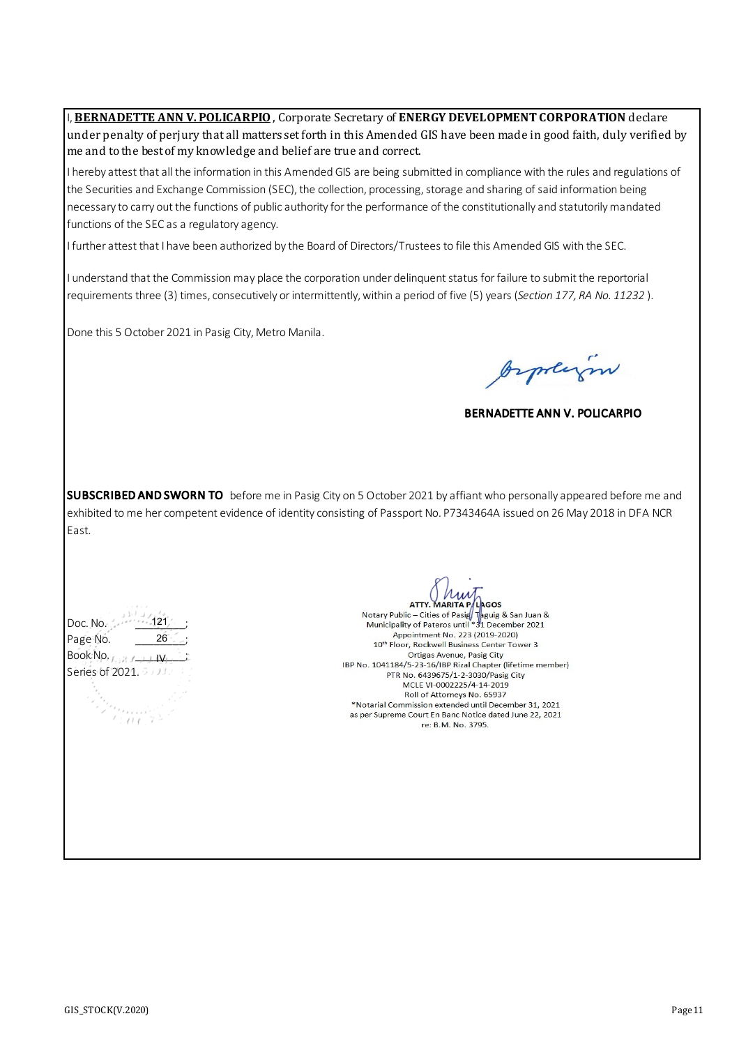I, **BERNADETTE ANN V. POLICARPIO**, Corporate Secretary of **ENERGY DEVELOPMENT CORPORATION** declare under penalty of perjury that all matters set forth in this Amended GIS have been made in good faith, duly verified by me and to the best of my knowledge and belief are true and correct.

I hereby attest that all the information in this Amended GIS are being submitted in compliance with the rules and regulations of the Securities and Exchange Commission (SEC), the collection, processing, storage and sharing of said information being necessary to carry out the functions of public authority for the performance of the constitutionally and statutorily mandated functions of the SEC as a regulatory agency.

I further attest that I have been authorized by the Board of Directors/Trustees to file this Amended GIS with the SEC.

I understand that the Commission may place the corporation under delinquent status for failure to submit the reportorial requirements three (3) times, consecutively or intermittently, within a period of five (5) years (*Section 177, RA No. 11232*).

Done this 5 October 2021 in Pasig City, Metro Manila.

**BERNADETTE ANN V. POLICARPIO**

**SUBSCRIBED AND SWORN TO** before me in Pasig City on 5 October 2021 by affiant who personally appeared before me and exhibited to me her competent evidence of identity consisting of Passport No. P7343464A issued on 26 May 2018 in DFA NCR East.

Doc. No. 121;
Page No. 26;
Book No. IV;
Series of 2021.

ATTY. MARITA P. LAGOS
Notary Public – Cities of Pasig, Taguig & San Juan & Municipality of Pateros until *31 December 2021
Appointment No. 223 (2019-2020)
10th Floor, Rockwell Business Center Tower 3
Ortigas Avenue, Pasig City
IBP No. 1041184/5-23-16/IBP Rizal Chapter (lifetime member)
PTR No. 6439675/1-2-3030/Pasig City
MCLE VI-0002225/4-14-2019
Roll of Attorneys No. 65937
*Notarial Commission extended until December 31, 2021 as per Supreme Court En Banc Notice dated June 22, 2021 re: B.M. No. 3795.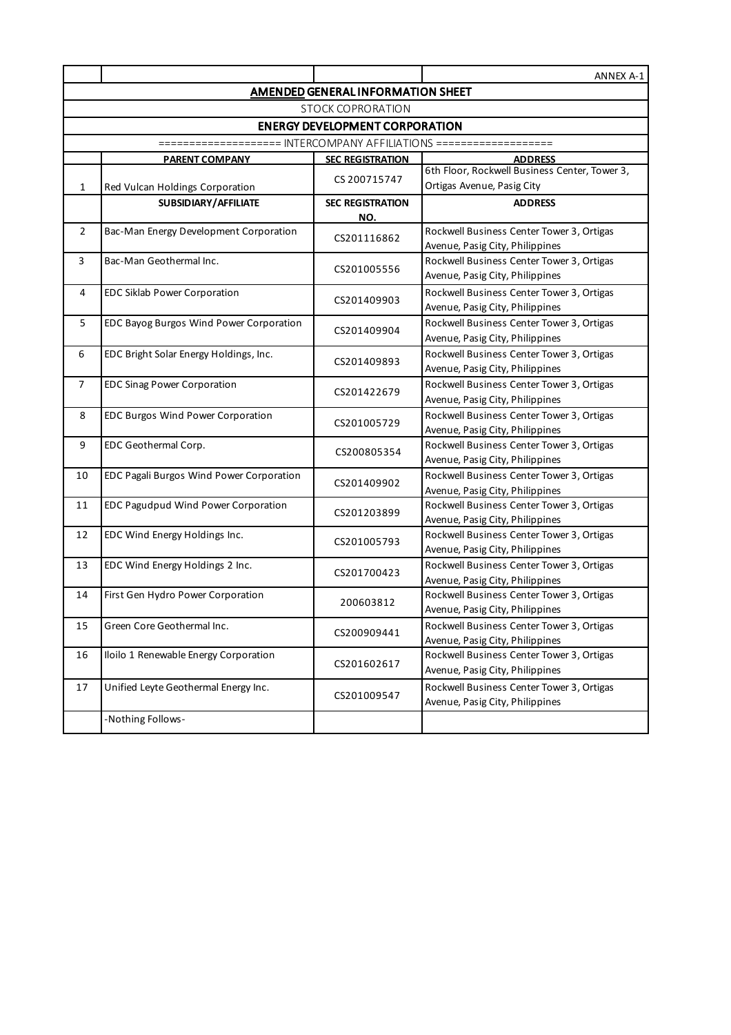ANNEX A-1

**AMENDED GENERAL INFORMATION SHEET**

STOCK COPRORATION

**ENERGY DEVELOPMENT CORPORATION**

=================== INTERCOMPANY AFFILIATIONS ===================

| | PARENT COMPANY | SEC REGISTRATION | ADDRESS |
|---|---|---|---|
| 1 | Red Vulcan Holdings Corporation | CS 200715747 | 6th Floor, Rockwell Business Center, Tower 3, Ortigas Avenue, Pasig City |
| | **SUBSIDIARY/AFFILIATE** | **SEC REGISTRATION NO.** | **ADDRESS** |
| 2 | Bac-Man Energy Development Corporation | CS201116862 | Rockwell Business Center Tower 3, Ortigas Avenue, Pasig City, Philippines |
| 3 | Bac-Man Geothermal Inc. | CS201005556 | Rockwell Business Center Tower 3, Ortigas Avenue, Pasig City, Philippines |
| 4 | EDC Siklab Power Corporation | CS201409903 | Rockwell Business Center Tower 3, Ortigas Avenue, Pasig City, Philippines |
| 5 | EDC Bayog Burgos Wind Power Corporation | CS201409904 | Rockwell Business Center Tower 3, Ortigas Avenue, Pasig City, Philippines |
| 6 | EDC Bright Solar Energy Holdings, Inc. | CS201409893 | Rockwell Business Center Tower 3, Ortigas Avenue, Pasig City, Philippines |
| 7 | EDC Sinag Power Corporation | CS201422679 | Rockwell Business Center Tower 3, Ortigas Avenue, Pasig City, Philippines |
| 8 | EDC Burgos Wind Power Corporation | CS201005729 | Rockwell Business Center Tower 3, Ortigas Avenue, Pasig City, Philippines |
| 9 | EDC Geothermal Corp. | CS200805354 | Rockwell Business Center Tower 3, Ortigas Avenue, Pasig City, Philippines |
| 10 | EDC Pagali Burgos Wind Power Corporation | CS201409902 | Rockwell Business Center Tower 3, Ortigas Avenue, Pasig City, Philippines |
| 11 | EDC Pagudpud Wind Power Corporation | CS201203899 | Rockwell Business Center Tower 3, Ortigas Avenue, Pasig City, Philippines |
| 12 | EDC Wind Energy Holdings Inc. | CS201005793 | Rockwell Business Center Tower 3, Ortigas Avenue, Pasig City, Philippines |
| 13 | EDC Wind Energy Holdings 2 Inc. | CS201700423 | Rockwell Business Center Tower 3, Ortigas Avenue, Pasig City, Philippines |
| 14 | First Gen Hydro Power Corporation | 200603812 | Rockwell Business Center Tower 3, Ortigas Avenue, Pasig City, Philippines |
| 15 | Green Core Geothermal Inc. | CS200909441 | Rockwell Business Center Tower 3, Ortigas Avenue, Pasig City, Philippines |
| 16 | Iloilo 1 Renewable Energy Corporation | CS201602617 | Rockwell Business Center Tower 3, Ortigas Avenue, Pasig City, Philippines |
| 17 | Unified Leyte Geothermal Energy Inc. | CS201009547 | Rockwell Business Center Tower 3, Ortigas Avenue, Pasig City, Philippines |
| | -Nothing Follows- | | |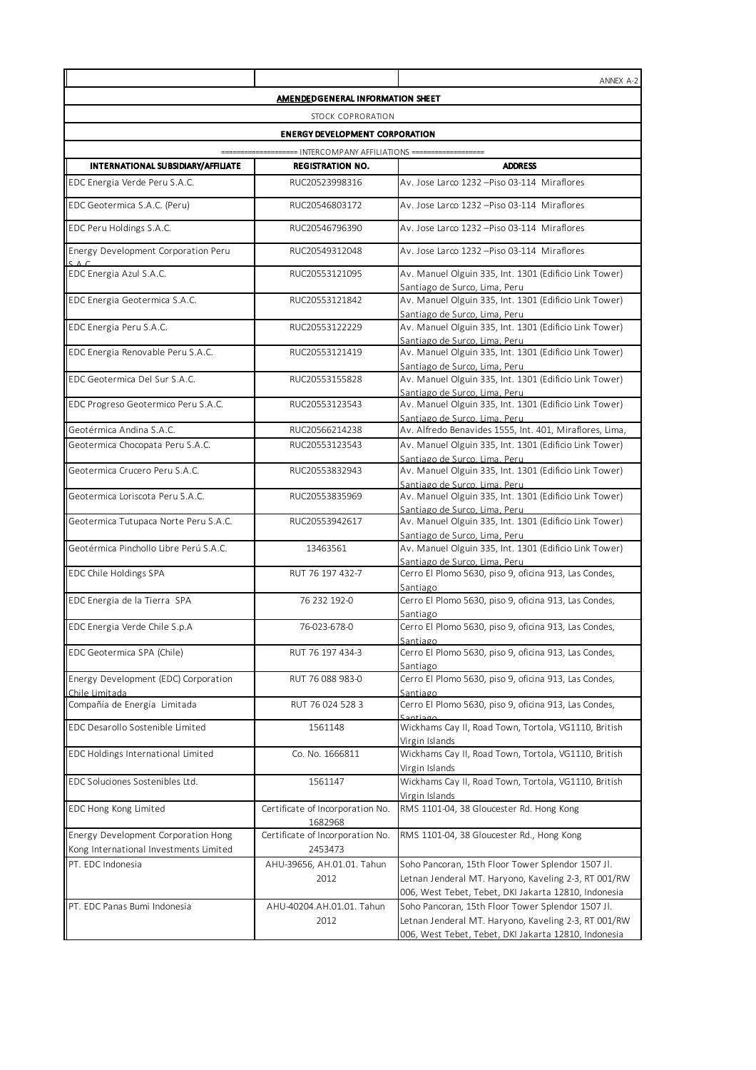ANNEX A-2

**AMENDED GENERAL INFORMATION SHEET**

STOCK COPRORATION

**ENERGY DEVELOPMENT CORPORATION**

=================== INTERCOMPANY AFFILIATIONS ===================

| INTERNATIONAL SUBSIDIARY/AFFILIATE | REGISTRATION NO. | ADDRESS |
|---|---|---|
| EDC Energia Verde Peru S.A.C. | RUC20523998316 | Av. Jose Larco 1232 –Piso 03-114 Miraflores |
| EDC Geotermica S.A.C. (Peru) | RUC20546803172 | Av. Jose Larco 1232 –Piso 03-114 Miraflores |
| EDC Peru Holdings S.A.C. | RUC20546796390 | Av. Jose Larco 1232 –Piso 03-114 Miraflores |
| Energy Development Corporation Peru S.A.C. | RUC20549312048 | Av. Jose Larco 1232 –Piso 03-114 Miraflores |
| EDC Energia Azul S.A.C. | RUC20553121095 | Av. Manuel Olguin 335, Int. 1301 (Edificio Link Tower) Santiago de Surco, Lima, Peru |
| EDC Energia Geotermica S.A.C. | RUC20553121842 | Av. Manuel Olguin 335, Int. 1301 (Edificio Link Tower) Santiago de Surco, Lima, Peru |
| EDC Energia Peru S.A.C. | RUC20553122229 | Av. Manuel Olguin 335, Int. 1301 (Edificio Link Tower) Santiago de Surco, Lima, Peru |
| EDC Energia Renovable Peru S.A.C. | RUC20553121419 | Av. Manuel Olguin 335, Int. 1301 (Edificio Link Tower) Santiago de Surco, Lima, Peru |
| EDC Geotermica Del Sur S.A.C. | RUC20553155828 | Av. Manuel Olguin 335, Int. 1301 (Edificio Link Tower) Santiago de Surco, Lima, Peru |
| EDC Progreso Geotermico Peru S.A.C. | RUC20553123543 | Av. Manuel Olguin 335, Int. 1301 (Edificio Link Tower) Santiago de Surco, Lima, Peru |
| Geotérmica Andina S.A.C. | RUC20566214238 | Av. Alfredo Benavides 1555, Int. 401, Miraflores, Lima, |
| Geotermica Chocopata Peru S.A.C. | RUC20553123543 | Av. Manuel Olguin 335, Int. 1301 (Edificio Link Tower) Santiago de Surco, Lima, Peru |
| Geotermica Crucero Peru S.A.C. | RUC20553832943 | Av. Manuel Olguin 335, Int. 1301 (Edificio Link Tower) Santiago de Surco, Lima, Peru |
| Geotermica Loriscota Peru S.A.C. | RUC20553835969 | Av. Manuel Olguin 335, Int. 1301 (Edificio Link Tower) Santiago de Surco, Lima, Peru |
| Geotermica Tutupaca Norte Peru S.A.C. | RUC20553942617 | Av. Manuel Olguin 335, Int. 1301 (Edificio Link Tower) Santiago de Surco, Lima, Peru |
| Geotérmica Pinchollo Libre Perú S.A.C. | 13463561 | Av. Manuel Olguin 335, Int. 1301 (Edificio Link Tower) Santiago de Surco, Lima, Peru |
| EDC Chile Holdings SPA | RUT 76 197 432-7 | Cerro El Plomo 5630, piso 9, oficina 913, Las Condes, Santiago |
| EDC Energia de la Tierra SPA | 76 232 192-0 | Cerro El Plomo 5630, piso 9, oficina 913, Las Condes, Santiago |
| EDC Energia Verde Chile S.p.A | 76-023-678-0 | Cerro El Plomo 5630, piso 9, oficina 913, Las Condes, Santiago |
| EDC Geotermica SPA (Chile) | RUT 76 197 434-3 | Cerro El Plomo 5630, piso 9, oficina 913, Las Condes, Santiago |
| Energy Development (EDC) Corporation Chile Limitada | RUT 76 088 983-0 | Cerro El Plomo 5630, piso 9, oficina 913, Las Condes, Santiago |
| Compañía de Energía Limitada | RUT 76 024 528 3 | Cerro El Plomo 5630, piso 9, oficina 913, Las Condes, Santiago |
| EDC Desarollo Sostenible Limited | 1561148 | Wickhams Cay II, Road Town, Tortola, VG1110, British Virgin Islands |
| EDC Holdings International Limited | Co. No. 1666811 | Wickhams Cay II, Road Town, Tortola, VG1110, British Virgin Islands |
| EDC Soluciones Sostenibles Ltd. | 1561147 | Wickhams Cay II, Road Town, Tortola, VG1110, British Virgin Islands |
| EDC Hong Kong Limited | Certificate of Incorporation No. 1682968 | RMS 1101-04, 38 Gloucester Rd. Hong Kong |
| Energy Development Corporation Hong Kong International Investments Limited | Certificate of Incorporation No. 2453473 | RMS 1101-04, 38 Gloucester Rd., Hong Kong |
| PT. EDC Indonesia | AHU-39656, AH.01.01. Tahun 2012 | Soho Pancoran, 15th Floor Tower Splendor 1507 Jl. Letnan Jenderal MT. Haryono, Kaveling 2-3, RT 001/RW 006, West Tebet, Tebet, DKI Jakarta 12810, Indonesia |
| PT. EDC Panas Bumi Indonesia | AHU-40204.AH.01.01. Tahun 2012 | Soho Pancoran, 15th Floor Tower Splendor 1507 Jl. Letnan Jenderal MT. Haryono, Kaveling 2-3, RT 001/RW 006, West Tebet, Tebet, DKI Jakarta 12810, Indonesia |